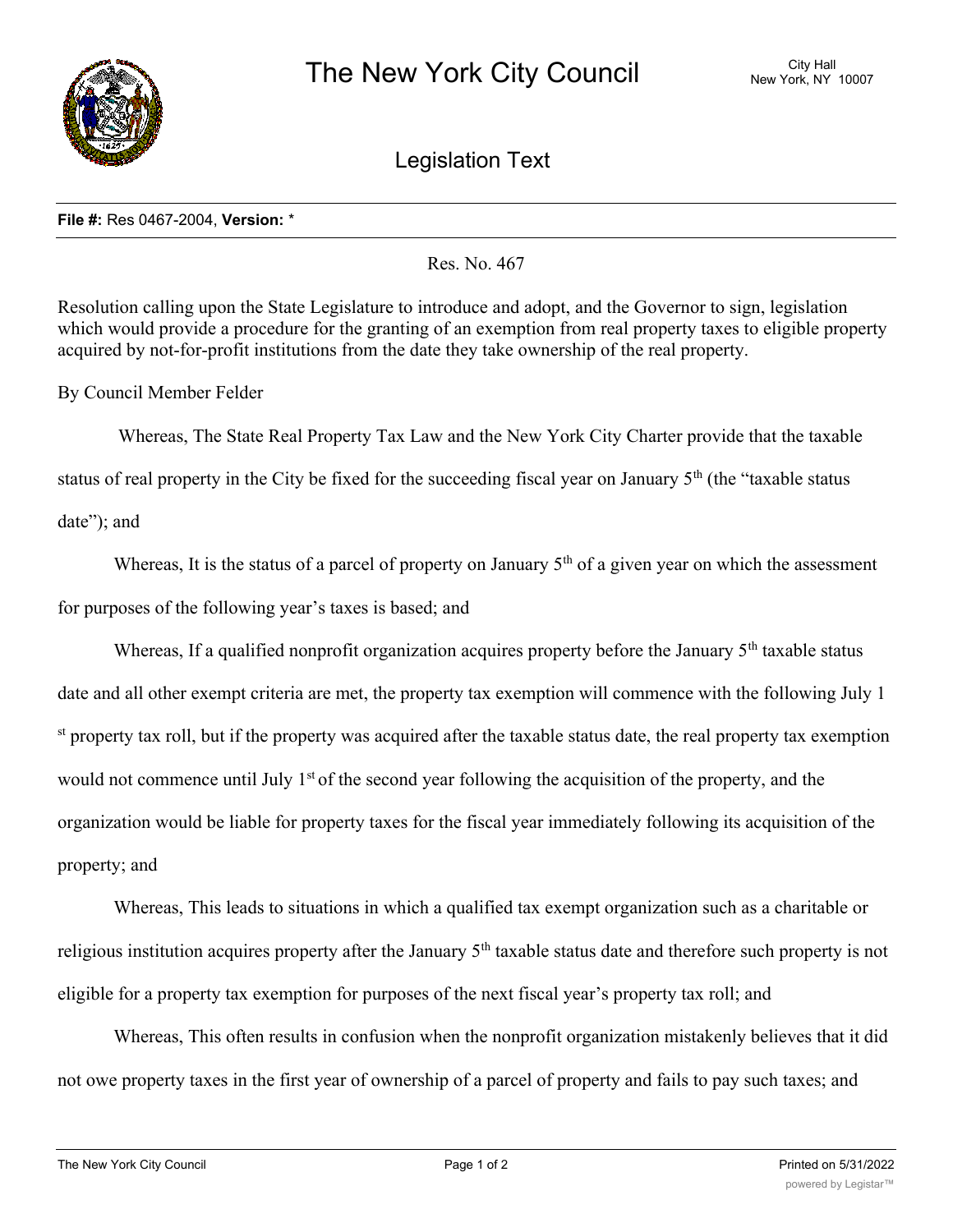# The New York City Council

City Hall
New York, NY 10007

## Legislation Text

**File #:** Res 0467-2004, **Version:** *

Res. No. 467

Resolution calling upon the State Legislature to introduce and adopt, and the Governor to sign, legislation which would provide a procedure for the granting of an exemption from real property taxes to eligible property acquired by not-for-profit institutions from the date they take ownership of the real property.

By Council Member Felder

Whereas, The State Real Property Tax Law and the New York City Charter provide that the taxable status of real property in the City be fixed for the succeeding fiscal year on January 5th (the "taxable status date"); and

Whereas, It is the status of a parcel of property on January 5th of a given year on which the assessment for purposes of the following year's taxes is based; and

Whereas, If a qualified nonprofit organization acquires property before the January 5th taxable status date and all other exempt criteria are met, the property tax exemption will commence with the following July 1st property tax roll, but if the property was acquired after the taxable status date, the real property tax exemption would not commence until July 1st of the second year following the acquisition of the property, and the organization would be liable for property taxes for the fiscal year immediately following its acquisition of the property; and

Whereas, This leads to situations in which a qualified tax exempt organization such as a charitable or religious institution acquires property after the January 5th taxable status date and therefore such property is not eligible for a property tax exemption for purposes of the next fiscal year's property tax roll; and

Whereas, This often results in confusion when the nonprofit organization mistakenly believes that it did not owe property taxes in the first year of ownership of a parcel of property and fails to pay such taxes; and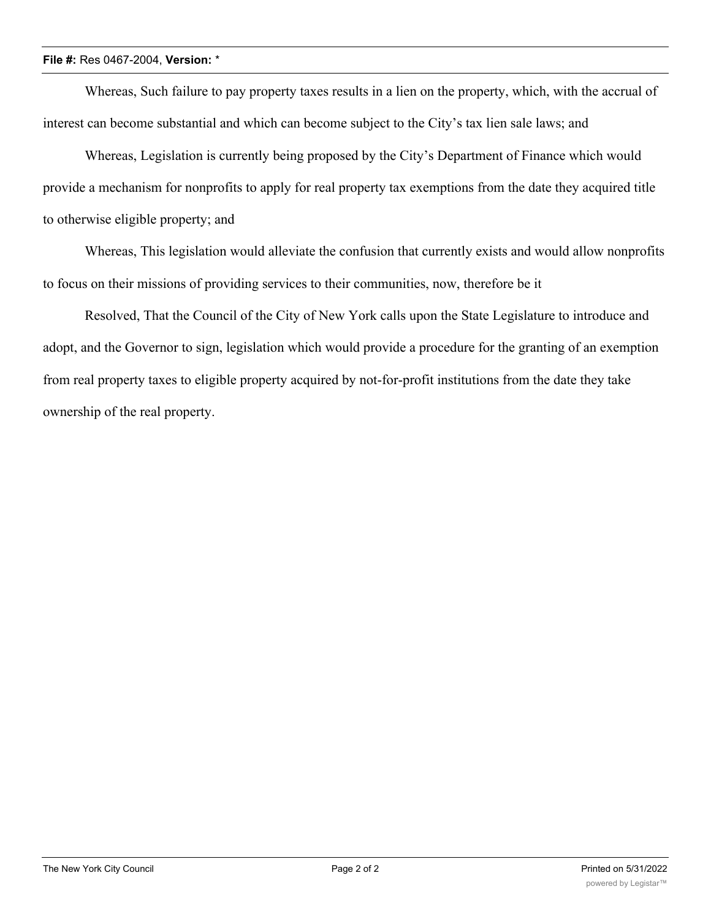Whereas, Such failure to pay property taxes results in a lien on the property, which, with the accrual of interest can become substantial and which can become subject to the City's tax lien sale laws; and

Whereas, Legislation is currently being proposed by the City's Department of Finance which would provide a mechanism for nonprofits to apply for real property tax exemptions from the date they acquired title to otherwise eligible property; and

Whereas, This legislation would alleviate the confusion that currently exists and would allow nonprofits to focus on their missions of providing services to their communities, now, therefore be it

Resolved, That the Council of the City of New York calls upon the State Legislature to introduce and adopt, and the Governor to sign, legislation which would provide a procedure for the granting of an exemption from real property taxes to eligible property acquired by not-for-profit institutions from the date they take ownership of the real property.